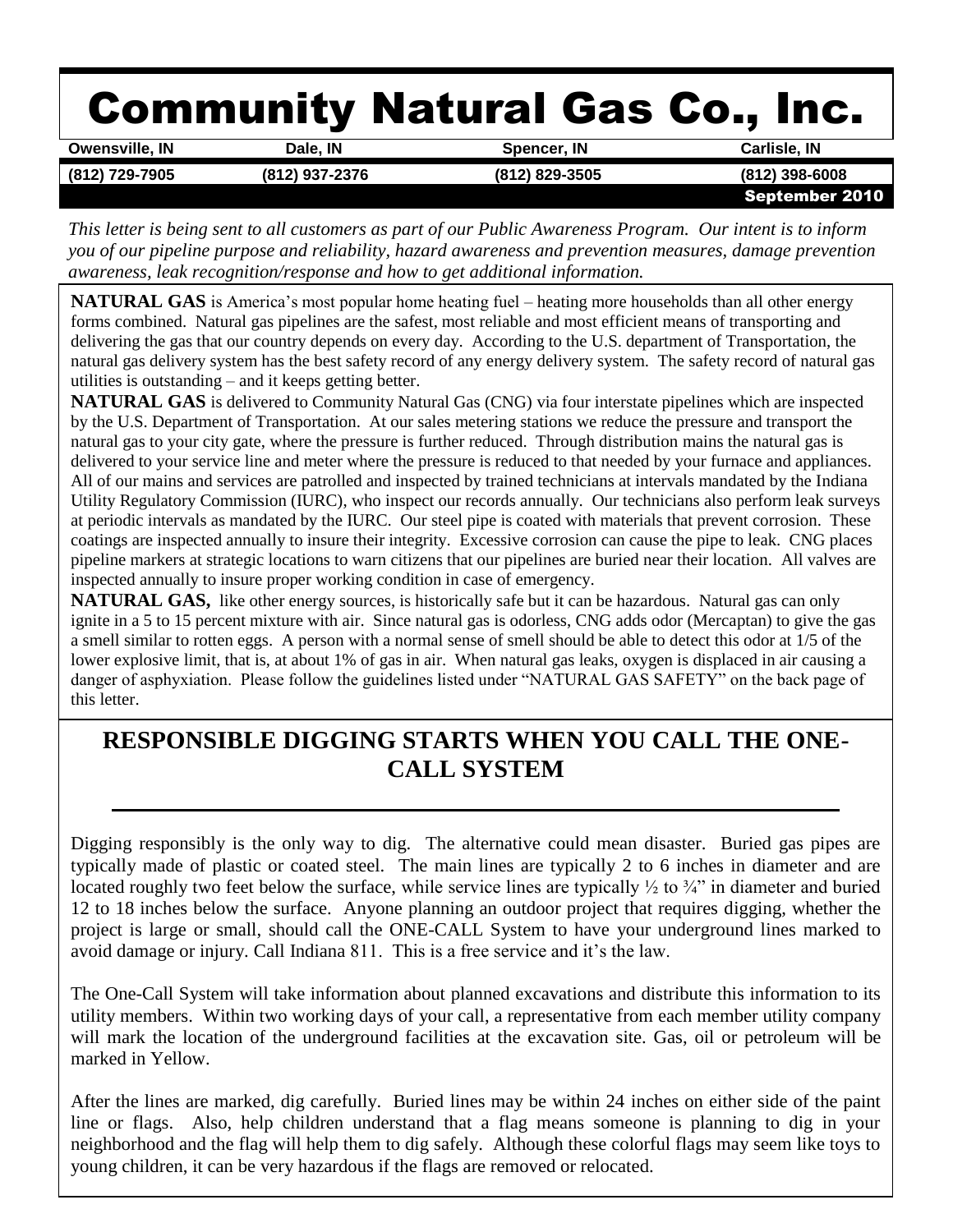# Community Natural Gas Co., Inc.

| Owensville, IN | Dale, IN | Spencer, IN | Carlisle, IN |
|---|---|---|---|
| (812) 729-7905 | (812) 937-2376 | (812) 829-3505 | (812) 398-6008 |

**September 2010**

*This letter is being sent to all customers as part of our Public Awareness Program. Our intent is to inform you of our pipeline purpose and reliability, hazard awareness and prevention measures, damage prevention awareness, leak recognition/response and how to get additional information.*

**NATURAL GAS** is America's most popular home heating fuel – heating more households than all other energy forms combined. Natural gas pipelines are the safest, most reliable and most efficient means of transporting and delivering the gas that our country depends on every day. According to the U.S. department of Transportation, the natural gas delivery system has the best safety record of any energy delivery system. The safety record of natural gas utilities is outstanding – and it keeps getting better.

**NATURAL GAS** is delivered to Community Natural Gas (CNG) via four interstate pipelines which are inspected by the U.S. Department of Transportation. At our sales metering stations we reduce the pressure and transport the natural gas to your city gate, where the pressure is further reduced. Through distribution mains the natural gas is delivered to your service line and meter where the pressure is reduced to that needed by your furnace and appliances. All of our mains and services are patrolled and inspected by trained technicians at intervals mandated by the Indiana Utility Regulatory Commission (IURC), who inspect our records annually. Our technicians also perform leak surveys at periodic intervals as mandated by the IURC. Our steel pipe is coated with materials that prevent corrosion. These coatings are inspected annually to insure their integrity. Excessive corrosion can cause the pipe to leak. CNG places pipeline markers at strategic locations to warn citizens that our pipelines are buried near their location. All valves are inspected annually to insure proper working condition in case of emergency.

**NATURAL GAS,** like other energy sources, is historically safe but it can be hazardous. Natural gas can only ignite in a 5 to 15 percent mixture with air. Since natural gas is odorless, CNG adds odor (Mercaptan) to give the gas a smell similar to rotten eggs. A person with a normal sense of smell should be able to detect this odor at 1/5 of the lower explosive limit, that is, at about 1% of gas in air. When natural gas leaks, oxygen is displaced in air causing a danger of asphyxiation. Please follow the guidelines listed under "NATURAL GAS SAFETY" on the back page of this letter.

## RESPONSIBLE DIGGING STARTS WHEN YOU CALL THE ONE-CALL SYSTEM

Digging responsibly is the only way to dig. The alternative could mean disaster. Buried gas pipes are typically made of plastic or coated steel. The main lines are typically 2 to 6 inches in diameter and are located roughly two feet below the surface, while service lines are typically ½ to ¾" in diameter and buried 12 to 18 inches below the surface. Anyone planning an outdoor project that requires digging, whether the project is large or small, should call the ONE-CALL System to have your underground lines marked to avoid damage or injury. Call Indiana 811. This is a free service and it's the law.

The One-Call System will take information about planned excavations and distribute this information to its utility members. Within two working days of your call, a representative from each member utility company will mark the location of the underground facilities at the excavation site. Gas, oil or petroleum will be marked in Yellow.

After the lines are marked, dig carefully. Buried lines may be within 24 inches on either side of the paint line or flags. Also, help children understand that a flag means someone is planning to dig in your neighborhood and the flag will help them to dig safely. Although these colorful flags may seem like toys to young children, it can be very hazardous if the flags are removed or relocated.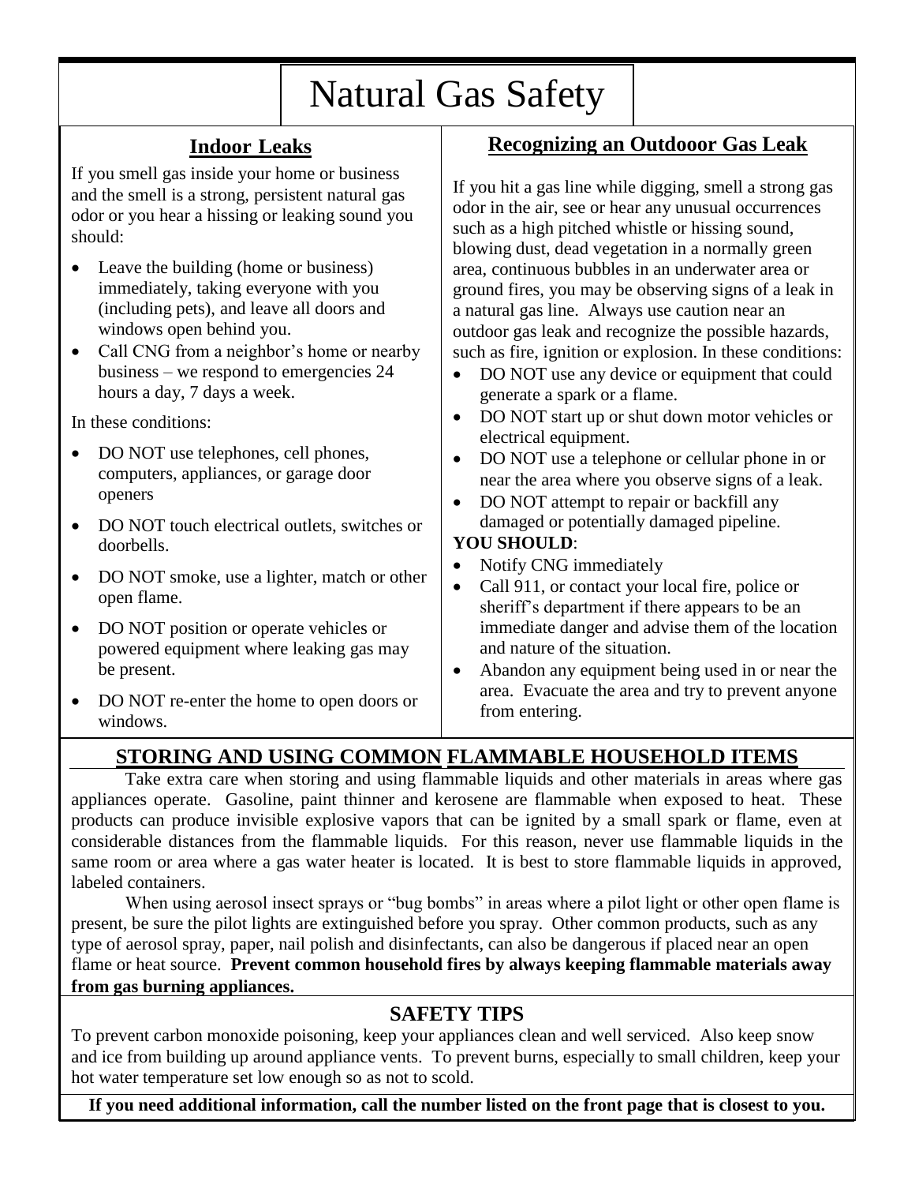# Natural Gas Safety

## Indoor Leaks

If you smell gas inside your home or business and the smell is a strong, persistent natural gas odor or you hear a hissing or leaking sound you should:

- Leave the building (home or business) immediately, taking everyone with you (including pets), and leave all doors and windows open behind you.
- Call CNG from a neighbor's home or nearby business – we respond to emergencies 24 hours a day, 7 days a week.

In these conditions:

- DO NOT use telephones, cell phones, computers, appliances, or garage door openers
- DO NOT touch electrical outlets, switches or doorbells.
- DO NOT smoke, use a lighter, match or other open flame.
- DO NOT position or operate vehicles or powered equipment where leaking gas may be present.
- DO NOT re-enter the home to open doors or windows.

## Recognizing an Outdooor Gas Leak

If you hit a gas line while digging, smell a strong gas odor in the air, see or hear any unusual occurrences such as a high pitched whistle or hissing sound, blowing dust, dead vegetation in a normally green area, continuous bubbles in an underwater area or ground fires, you may be observing signs of a leak in a natural gas line. Always use caution near an outdoor gas leak and recognize the possible hazards, such as fire, ignition or explosion. In these conditions:

- DO NOT use any device or equipment that could generate a spark or a flame.
- DO NOT start up or shut down motor vehicles or electrical equipment.
- DO NOT use a telephone or cellular phone in or near the area where you observe signs of a leak.
- DO NOT attempt to repair or backfill any damaged or potentially damaged pipeline.

**YOU SHOULD**:

- Notify CNG immediately
- Call 911, or contact your local fire, police or sheriff's department if there appears to be an immediate danger and advise them of the location and nature of the situation.
- Abandon any equipment being used in or near the area. Evacuate the area and try to prevent anyone from entering.

## STORING AND USING COMMON FLAMMABLE HOUSEHOLD ITEMS

Take extra care when storing and using flammable liquids and other materials in areas where gas appliances operate. Gasoline, paint thinner and kerosene are flammable when exposed to heat. These products can produce invisible explosive vapors that can be ignited by a small spark or flame, even at considerable distances from the flammable liquids. For this reason, never use flammable liquids in the same room or area where a gas water heater is located. It is best to store flammable liquids in approved, labeled containers.

When using aerosol insect sprays or "bug bombs" in areas where a pilot light or other open flame is present, be sure the pilot lights are extinguished before you spray. Other common products, such as any type of aerosol spray, paper, nail polish and disinfectants, can also be dangerous if placed near an open flame or heat source. **Prevent common household fires by always keeping flammable materials away from gas burning appliances.**

## SAFETY TIPS

To prevent carbon monoxide poisoning, keep your appliances clean and well serviced. Also keep snow and ice from building up around appliance vents. To prevent burns, especially to small children, keep your hot water temperature set low enough so as not to scold.

**If you need additional information, call the number listed on the front page that is closest to you.**